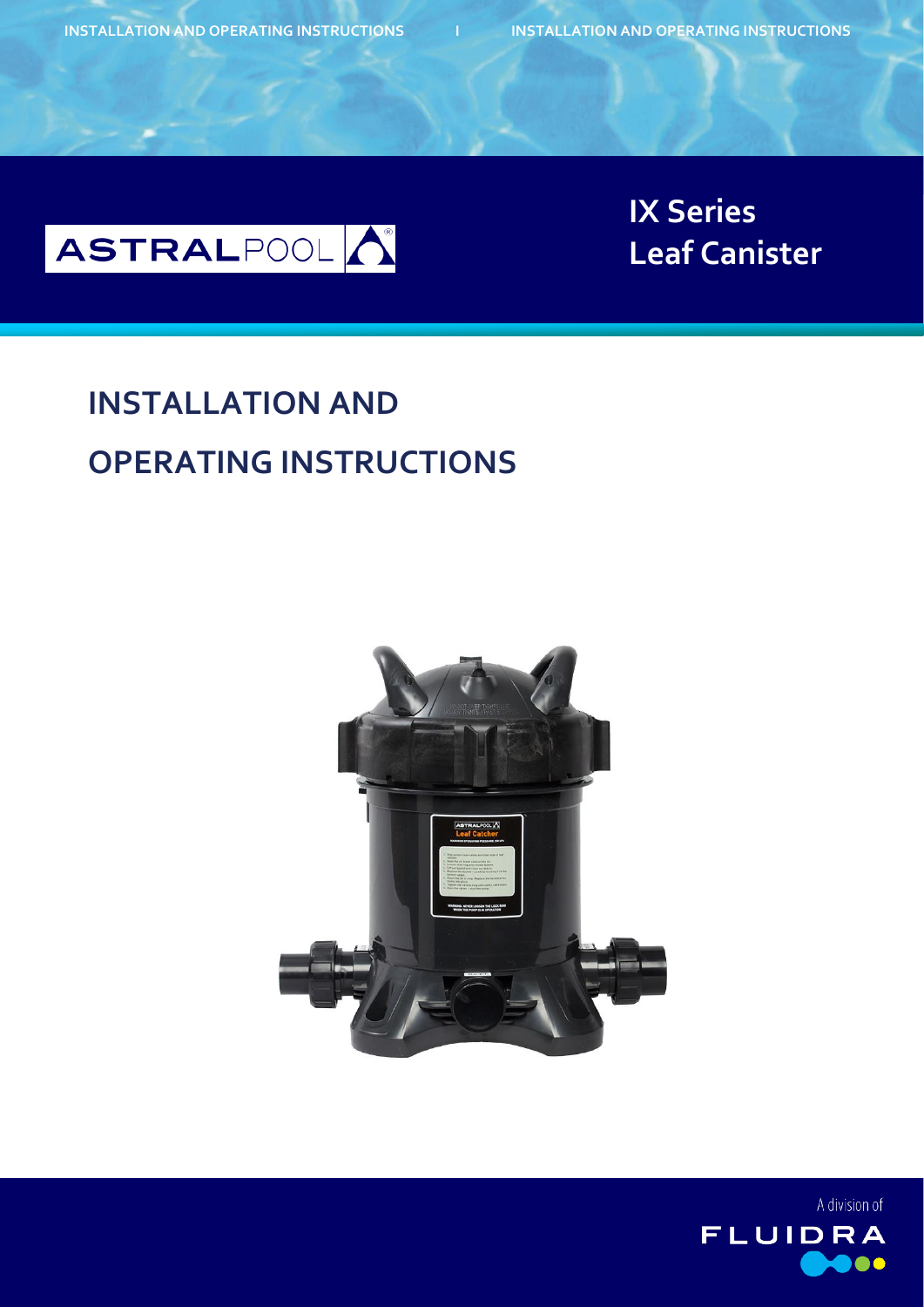# IX Series Leaf Canister

## INSTALLATION AND OPERATING INSTRUCTIONS

A division of FLUIDRA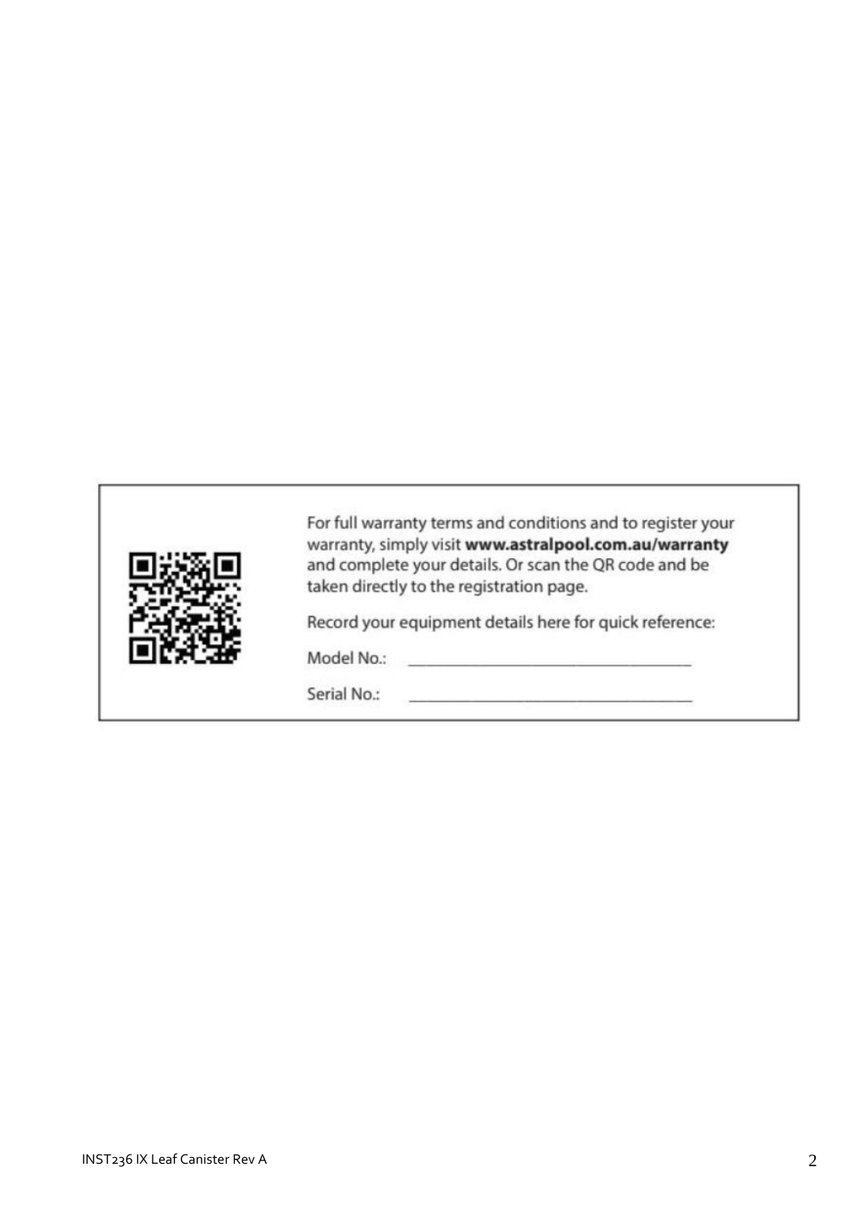For full warranty terms and conditions and to register your warranty, simply visit **www.astralpool.com.au/warranty** and complete your details. Or scan the QR code and be taken directly to the registration page.

Record your equipment details here for quick reference:

Model No.: \_\_\_\_\_\_\_\_\_\_\_\_\_\_\_\_\_\_\_\_\_\_\_\_\_\_\_\_\_\_\_\_\_\_

Serial No.: \_\_\_\_\_\_\_\_\_\_\_\_\_\_\_\_\_\_\_\_\_\_\_\_\_\_\_\_\_\_\_\_\_\_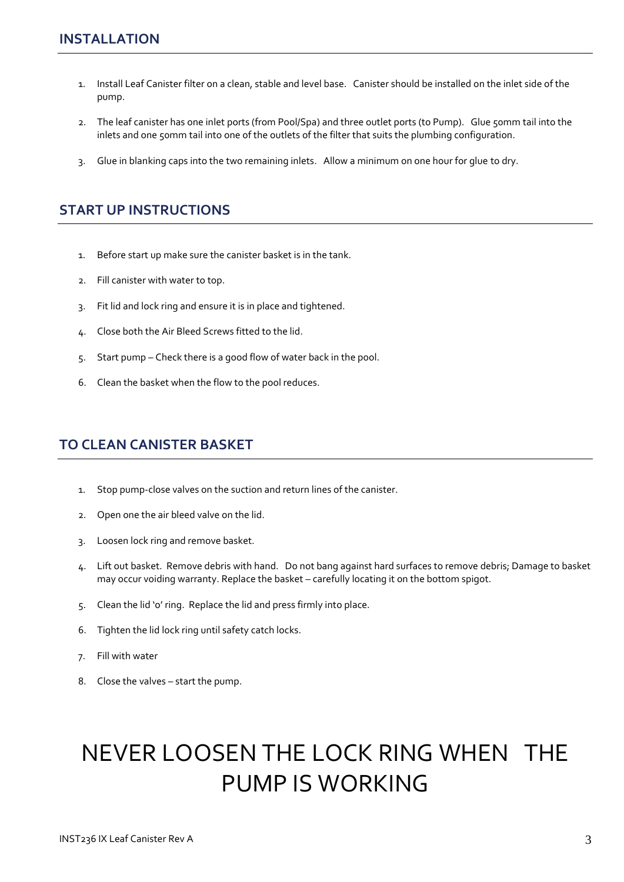## INSTALLATION

1. Install Leaf Canister filter on a clean, stable and level base. Canister should be installed on the inlet side of the pump.
2. The leaf canister has one inlet ports (from Pool/Spa) and three outlet ports (to Pump). Glue 50mm tail into the inlets and one 50mm tail into one of the outlets of the filter that suits the plumbing configuration.
3. Glue in blanking caps into the two remaining inlets. Allow a minimum on one hour for glue to dry.

## START UP INSTRUCTIONS

1. Before start up make sure the canister basket is in the tank.
2. Fill canister with water to top.
3. Fit lid and lock ring and ensure it is in place and tightened.
4. Close both the Air Bleed Screws fitted to the lid.
5. Start pump – Check there is a good flow of water back in the pool.
6. Clean the basket when the flow to the pool reduces.

## TO CLEAN CANISTER BASKET

1. Stop pump-close valves on the suction and return lines of the canister.
2. Open one the air bleed valve on the lid.
3. Loosen lock ring and remove basket.
4. Lift out basket. Remove debris with hand. Do not bang against hard surfaces to remove debris; Damage to basket may occur voiding warranty. Replace the basket – carefully locating it on the bottom spigot.
5. Clean the lid 'o' ring. Replace the lid and press firmly into place.
6. Tighten the lid lock ring until safety catch locks.
7. Fill with water
8. Close the valves – start the pump.

# NEVER LOOSEN THE LOCK RING WHEN THE PUMP IS WORKING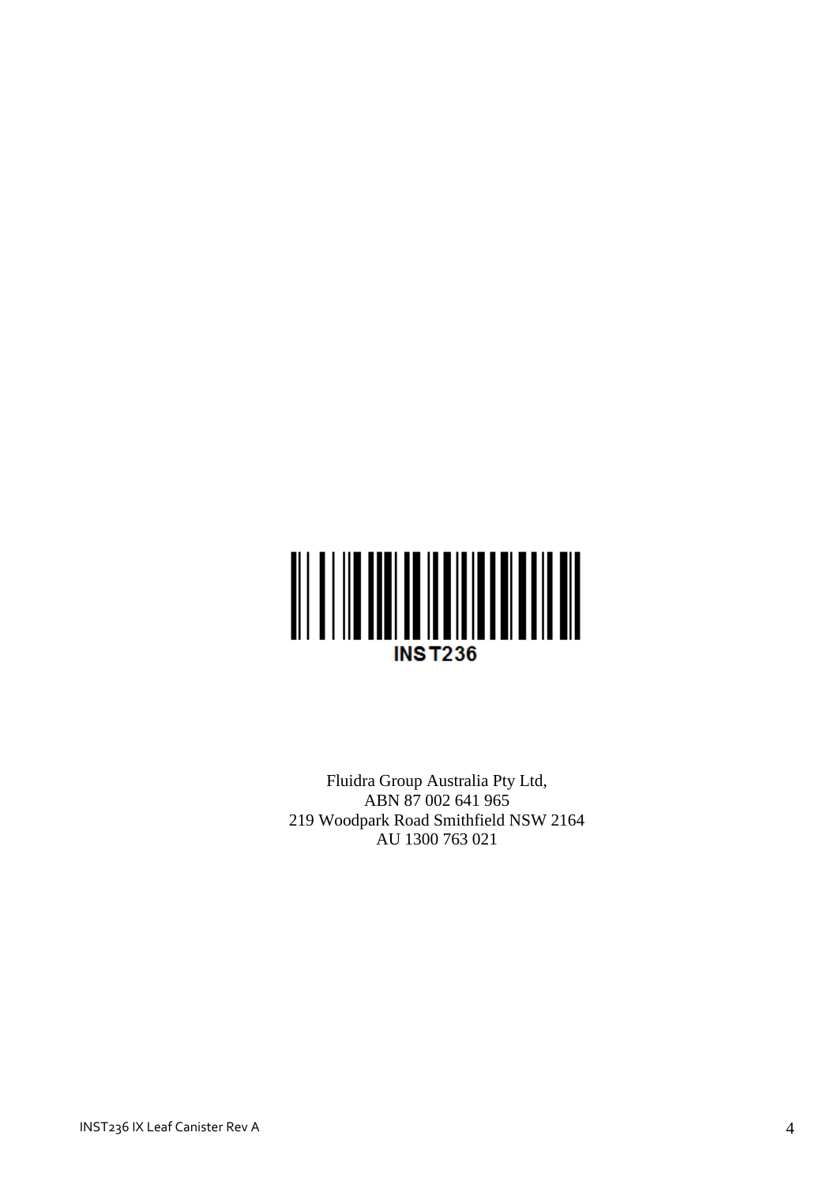INST236

Fluidra Group Australia Pty Ltd,
ABN 87 002 641 965
219 Woodpark Road Smithfield NSW 2164
AU 1300 763 021